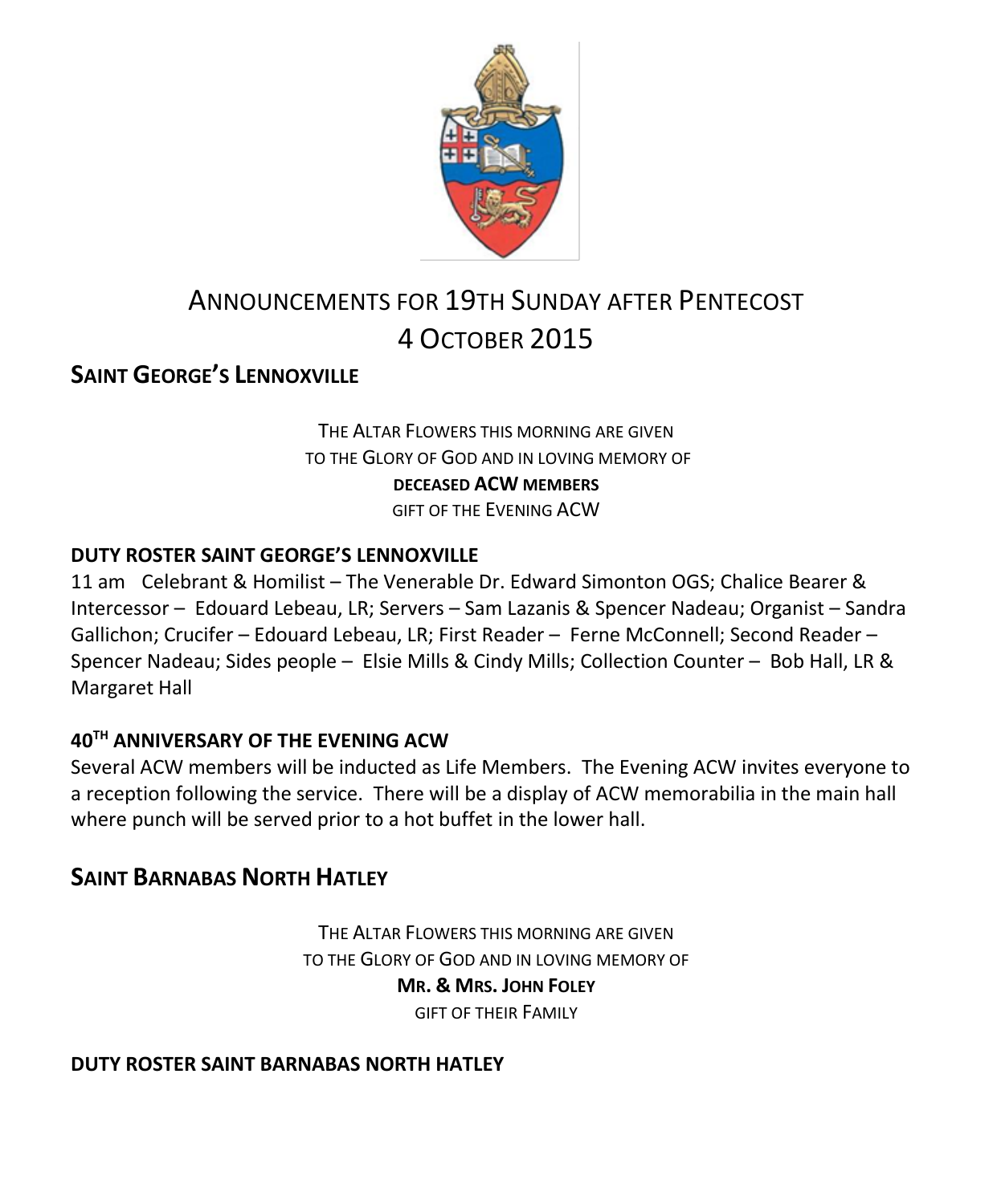# ANNOUNCEMENTS FOR 19TH SUNDAY AFTER PENTECOST
# 4 OCTOBER 2015

## SAINT GEORGE'S LENNOXVILLE

THE ALTAR FLOWERS THIS MORNING ARE GIVEN
TO THE GLORY OF GOD AND IN LOVING MEMORY OF
**DECEASED ACW MEMBERS**
GIFT OF THE EVENING ACW

### DUTY ROSTER SAINT GEORGE'S LENNOXVILLE

11 am Celebrant & Homilist – The Venerable Dr. Edward Simonton OGS; Chalice Bearer & Intercessor – Edouard Lebeau, LR; Servers – Sam Lazanis & Spencer Nadeau; Organist – Sandra Gallichon; Crucifer – Edouard Lebeau, LR; First Reader – Ferne McConnell; Second Reader – Spencer Nadeau; Sides people – Elsie Mills & Cindy Mills; Collection Counter – Bob Hall, LR & Margaret Hall

### 40TH ANNIVERSARY OF THE EVENING ACW

Several ACW members will be inducted as Life Members. The Evening ACW invites everyone to a reception following the service. There will be a display of ACW memorabilia in the main hall where punch will be served prior to a hot buffet in the lower hall.

## SAINT BARNABAS NORTH HATLEY

THE ALTAR FLOWERS THIS MORNING ARE GIVEN
TO THE GLORY OF GOD AND IN LOVING MEMORY OF
**MR. & MRS. JOHN FOLEY**
GIFT OF THEIR FAMILY

### DUTY ROSTER SAINT BARNABAS NORTH HATLEY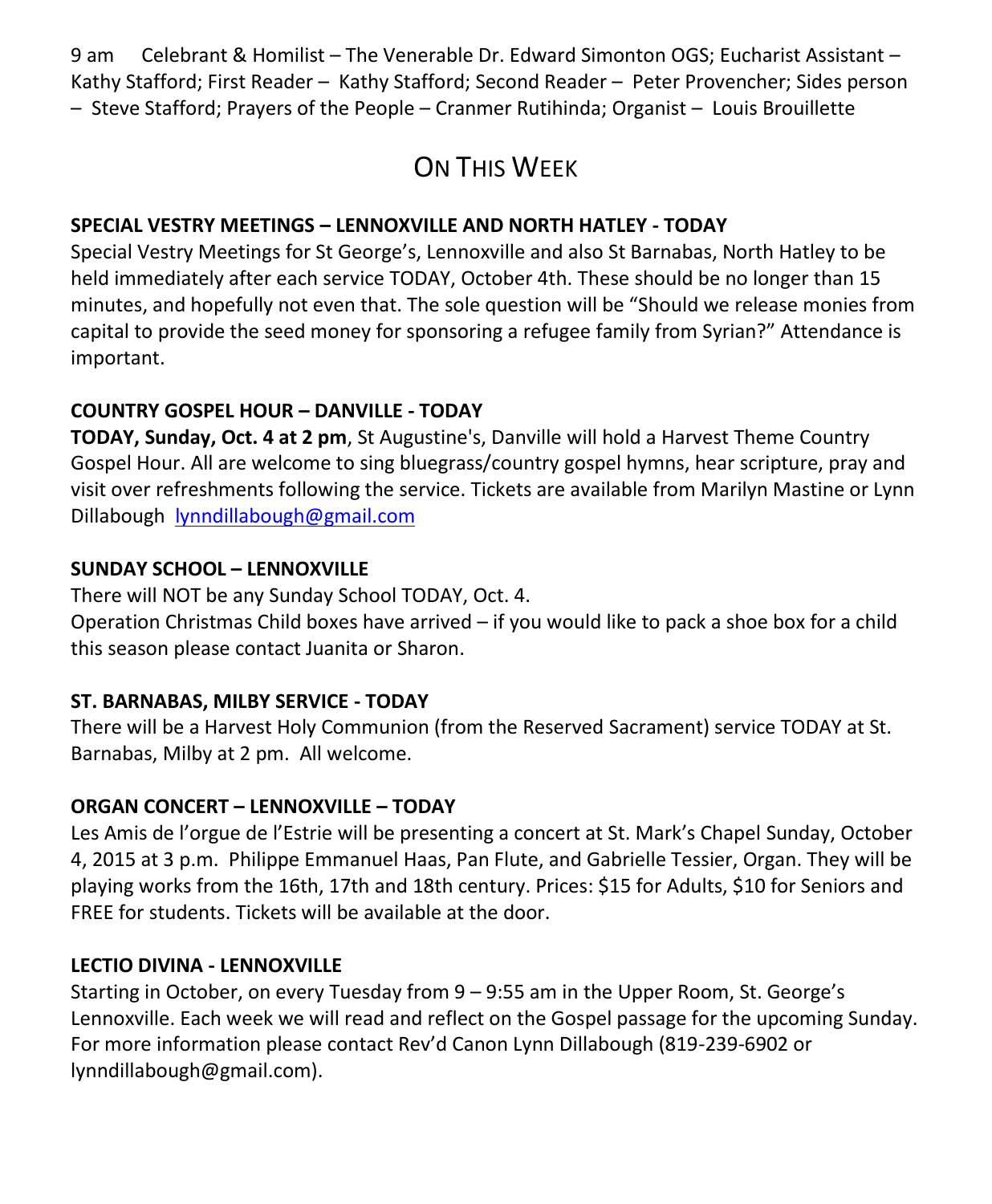9 am Celebrant & Homilist – The Venerable Dr. Edward Simonton OGS; Eucharist Assistant – Kathy Stafford; First Reader – Kathy Stafford; Second Reader – Peter Provencher; Sides person – Steve Stafford; Prayers of the People – Cranmer Rutihinda; Organist – Louis Brouillette

## On This Week

**SPECIAL VESTRY MEETINGS – LENNOXVILLE AND NORTH HATLEY - TODAY**

Special Vestry Meetings for St George's, Lennoxville and also St Barnabas, North Hatley to be held immediately after each service TODAY, October 4th. These should be no longer than 15 minutes, and hopefully not even that. The sole question will be "Should we release monies from capital to provide the seed money for sponsoring a refugee family from Syrian?" Attendance is important.

**COUNTRY GOSPEL HOUR – DANVILLE - TODAY**

**TODAY, Sunday, Oct. 4 at 2 pm**, St Augustine's, Danville will hold a Harvest Theme Country Gospel Hour. All are welcome to sing bluegrass/country gospel hymns, hear scripture, pray and visit over refreshments following the service. Tickets are available from Marilyn Mastine or Lynn Dillabough lynndillabough@gmail.com

**SUNDAY SCHOOL – LENNOXVILLE**

There will NOT be any Sunday School TODAY, Oct. 4.

Operation Christmas Child boxes have arrived – if you would like to pack a shoe box for a child this season please contact Juanita or Sharon.

**ST. BARNABAS, MILBY SERVICE - TODAY**

There will be a Harvest Holy Communion (from the Reserved Sacrament) service TODAY at St. Barnabas, Milby at 2 pm. All welcome.

**ORGAN CONCERT – LENNOXVILLE – TODAY**

Les Amis de l'orgue de l'Estrie will be presenting a concert at St. Mark's Chapel Sunday, October 4, 2015 at 3 p.m. Philippe Emmanuel Haas, Pan Flute, and Gabrielle Tessier, Organ. They will be playing works from the 16th, 17th and 18th century. Prices: $15 for Adults, $10 for Seniors and FREE for students. Tickets will be available at the door.

**LECTIO DIVINA - LENNOXVILLE**

Starting in October, on every Tuesday from 9 – 9:55 am in the Upper Room, St. George's Lennoxville. Each week we will read and reflect on the Gospel passage for the upcoming Sunday. For more information please contact Rev'd Canon Lynn Dillabough (819-239-6902 or lynndillabough@gmail.com).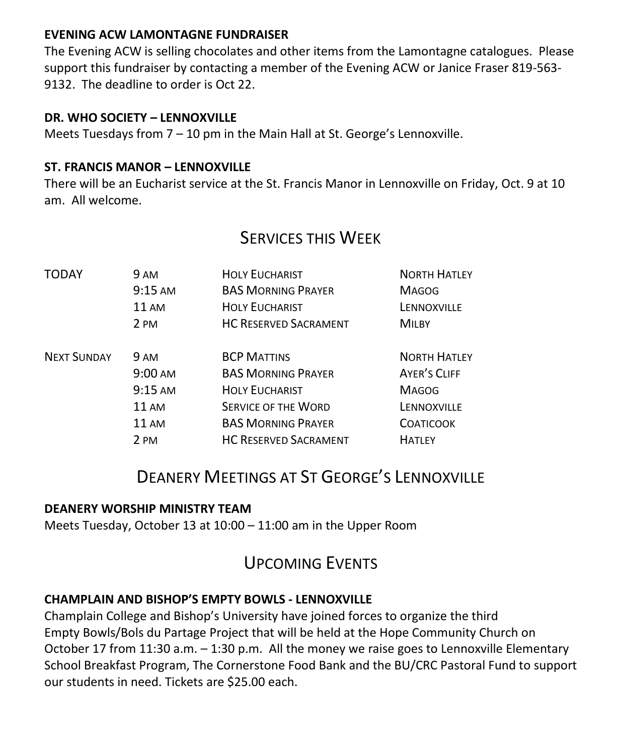**EVENING ACW LAMONTAGNE FUNDRAISER**

The Evening ACW is selling chocolates and other items from the Lamontagne catalogues. Please support this fundraiser by contacting a member of the Evening ACW or Janice Fraser 819-563-9132. The deadline to order is Oct 22.

**DR. WHO SOCIETY – LENNOXVILLE**

Meets Tuesdays from 7 – 10 pm in the Main Hall at St. George's Lennoxville.

**ST. FRANCIS MANOR – LENNOXVILLE**

There will be an Eucharist service at the St. Francis Manor in Lennoxville on Friday, Oct. 9 at 10 am. All welcome.

## Services this Week

| | | | |
|---|---|---|---|
| TODAY | 9 AM | HOLY EUCHARIST | NORTH HATLEY |
| | 9:15 AM | BAS MORNING PRAYER | MAGOG |
| | 11 AM | HOLY EUCHARIST | LENNOXVILLE |
| | 2 PM | HC RESERVED SACRAMENT | MILBY |
| NEXT SUNDAY | 9 AM | BCP MATTINS | NORTH HATLEY |
| | 9:00 AM | BAS MORNING PRAYER | AYER'S CLIFF |
| | 9:15 AM | HOLY EUCHARIST | MAGOG |
| | 11 AM | SERVICE OF THE WORD | LENNOXVILLE |
| | 11 AM | BAS MORNING PRAYER | COATICOOK |
| | 2 PM | HC RESERVED SACRAMENT | HATLEY |

## Deanery Meetings at St George's Lennoxville

**DEANERY WORSHIP MINISTRY TEAM**

Meets Tuesday, October 13 at 10:00 – 11:00 am in the Upper Room

## Upcoming Events

**CHAMPLAIN AND BISHOP'S EMPTY BOWLS - LENNOXVILLE**

Champlain College and Bishop's University have joined forces to organize the third Empty Bowls/Bols du Partage Project that will be held at the Hope Community Church on October 17 from 11:30 a.m. – 1:30 p.m. All the money we raise goes to Lennoxville Elementary School Breakfast Program, The Cornerstone Food Bank and the BU/CRC Pastoral Fund to support our students in need. Tickets are $25.00 each.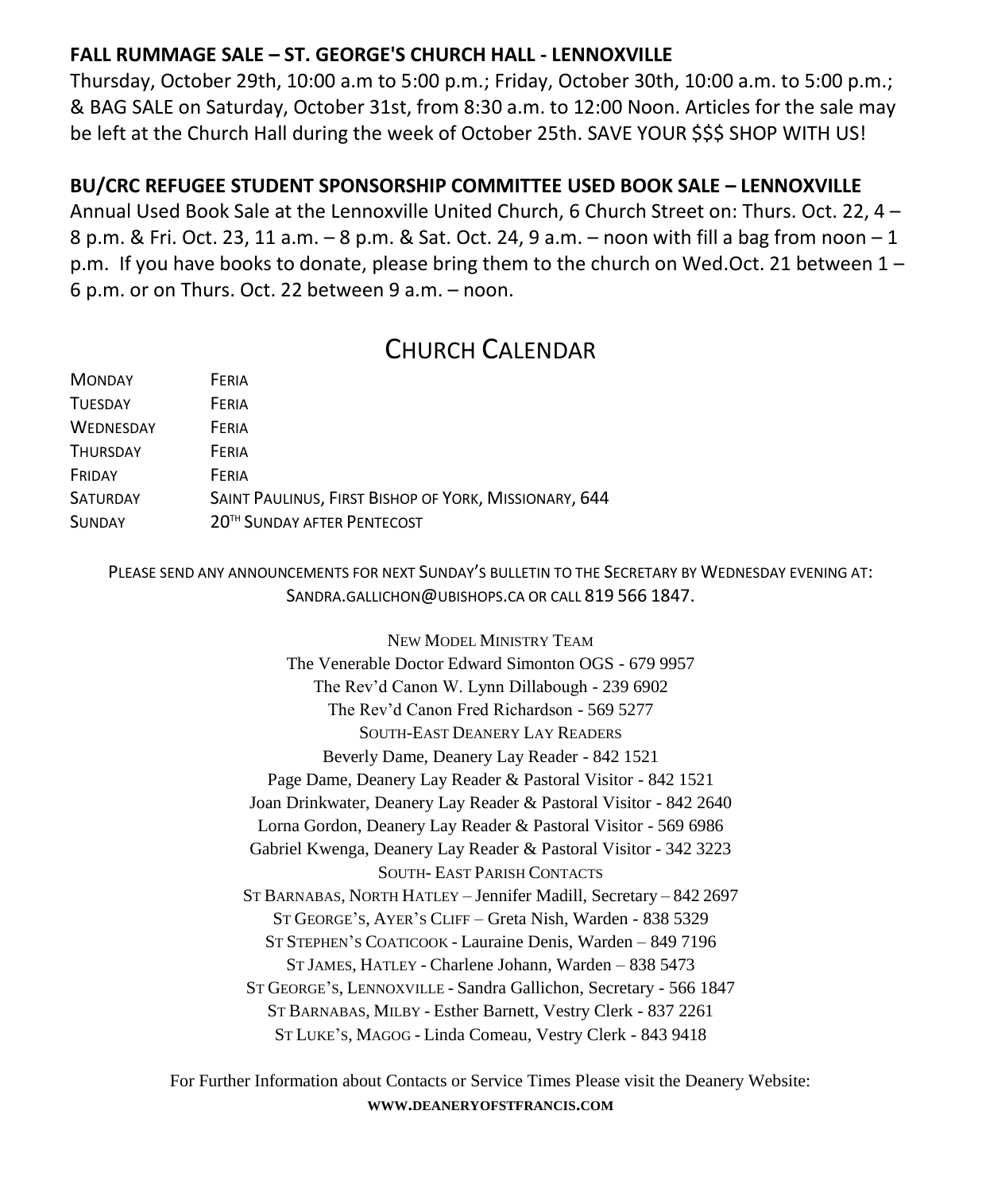**FALL RUMMAGE SALE – ST. GEORGE'S CHURCH HALL - LENNOXVILLE**

Thursday, October 29th, 10:00 a.m to 5:00 p.m.; Friday, October 30th, 10:00 a.m. to 5:00 p.m.; & BAG SALE on Saturday, October 31st, from 8:30 a.m. to 12:00 Noon. Articles for the sale may be left at the Church Hall during the week of October 25th. SAVE YOUR $$$ SHOP WITH US!

**BU/CRC REFUGEE STUDENT SPONSORSHIP COMMITTEE USED BOOK SALE – LENNOXVILLE**

Annual Used Book Sale at the Lennoxville United Church, 6 Church Street on: Thurs. Oct. 22, 4 – 8 p.m. & Fri. Oct. 23, 11 a.m. – 8 p.m. & Sat. Oct. 24, 9 a.m. – noon with fill a bag from noon – 1 p.m. If you have books to donate, please bring them to the church on Wed.Oct. 21 between 1 – 6 p.m. or on Thurs. Oct. 22 between 9 a.m. – noon.

## CHURCH CALENDAR

| | |
|---|---|
| MONDAY | FERIA |
| TUESDAY | FERIA |
| WEDNESDAY | FERIA |
| THURSDAY | FERIA |
| FRIDAY | FERIA |
| SATURDAY | SAINT PAULINUS, FIRST BISHOP OF YORK, MISSIONARY, 644 |
| SUNDAY | 20TH SUNDAY AFTER PENTECOST |

PLEASE SEND ANY ANNOUNCEMENTS FOR NEXT SUNDAY'S BULLETIN TO THE SECRETARY BY WEDNESDAY EVENING AT: SANDRA.GALLICHON@UBISHOPS.CA OR CALL 819 566 1847.

NEW MODEL MINISTRY TEAM

The Venerable Doctor Edward Simonton OGS - 679 9957

The Rev'd Canon W. Lynn Dillabough - 239 6902

The Rev'd Canon Fred Richardson - 569 5277

SOUTH-EAST DEANERY LAY READERS

Beverly Dame, Deanery Lay Reader - 842 1521

Page Dame, Deanery Lay Reader & Pastoral Visitor - 842 1521

Joan Drinkwater, Deanery Lay Reader & Pastoral Visitor - 842 2640

Lorna Gordon, Deanery Lay Reader & Pastoral Visitor - 569 6986

Gabriel Kwenga, Deanery Lay Reader & Pastoral Visitor - 342 3223

SOUTH- EAST PARISH CONTACTS

ST BARNABAS, NORTH HATLEY – Jennifer Madill, Secretary – 842 2697

ST GEORGE'S, AYER'S CLIFF – Greta Nish, Warden - 838 5329

ST STEPHEN'S COATICOOK - Lauraine Denis, Warden – 849 7196

ST JAMES, HATLEY - Charlene Johann, Warden – 838 5473

ST GEORGE'S, LENNOXVILLE - Sandra Gallichon, Secretary - 566 1847

ST BARNABAS, MILBY - Esther Barnett, Vestry Clerk - 837 2261

ST LUKE'S, MAGOG - Linda Comeau, Vestry Clerk - 843 9418

For Further Information about Contacts or Service Times Please visit the Deanery Website:

**WWW.DEANERYOFSTFRANCIS.COM**